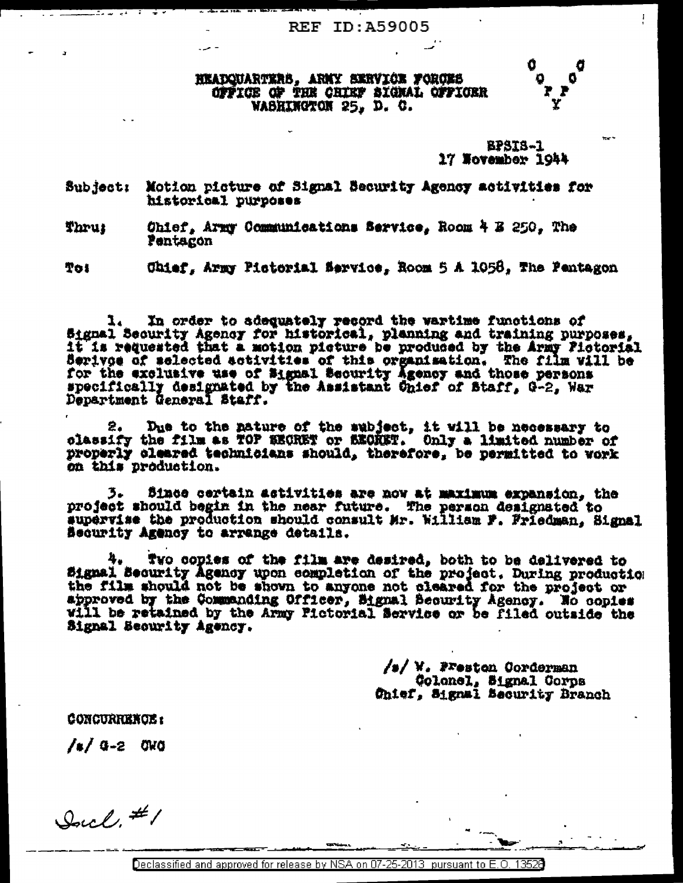REF ID:A59005

HEADQUARTERS, ARMY SERVICE FORCES
OFFICE OF THE CHIEF SIGNAL OFFICER
WASHINGTON 25, D. C.

O O
O O
F F
Y

SPSIS-1
17 November 1944

Subject: Motion picture of Signal Security Agency activities for historical purposes

Thru: Chief, Army Communications Service, Room 4 E 250, The Pentagon

To: Chief, Army Pictorial Service, Room 5 A 1058, The Pentagon

1. In order to adequately record the wartime functions of Signal Security Agency for historical, planning and training purposes, it is requested that a motion picture be produced by the Army Pictorial Service of selected activities of this organization. The film will be for the exclusive use of Signal Security Agency and those persons specifically designated by the Assistant Chief of Staff, G-2, War Department General Staff.

2. Due to the nature of the subject, it will be necessary to classify the film as TOP SECRET or SECRET. Only a limited number of properly cleared technicians should, therefore, be permitted to work on this production.

3. Since certain activities are now at maximum expansion, the project should begin in the near future. The person designated to supervise the production should consult Mr. William F. Friedman, Signal Security Agency to arrange details.

4. Two copies of the film are desired, both to be delivered to Signal Security Agency upon completion of the project. During productio the film should not be shown to anyone not cleared for the project or approved by the Commanding Officer, Signal Security Agency. No copies will be retained by the Army Pictorial Service or be filed outside the Signal Security Agency.

/s/ W. Preston Corderman
Colonel, Signal Corps
Chief, Signal Security Branch

CONCURRENCE:

/s/ G-2 CWC

Incl. #1

Declassified and approved for release by NSA on 07-25-2013 pursuant to E.O. 13526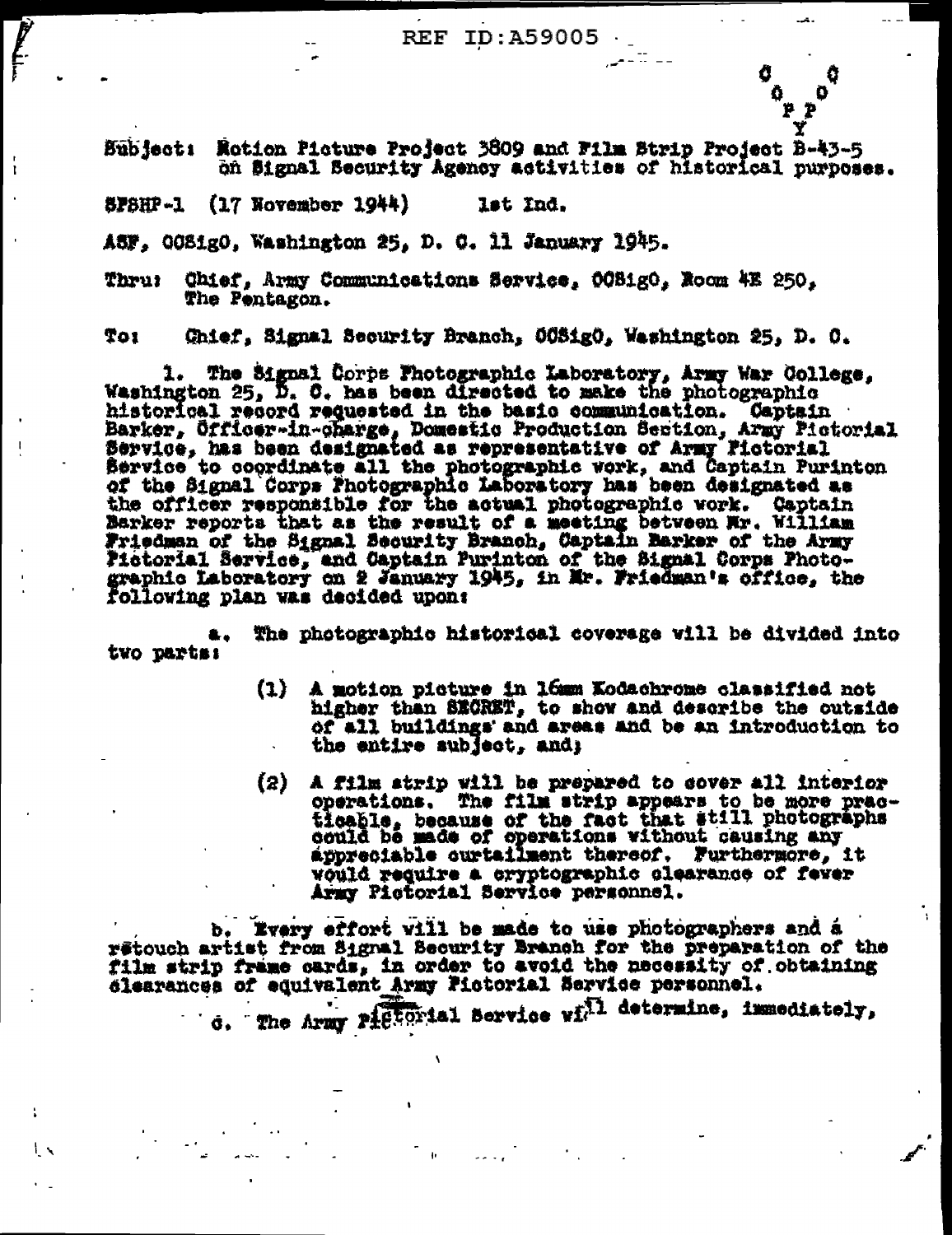REF ID:A59005

COPY

Subject: Motion Picture Project 3809 and Film Strip Project B-43-5 on Signal Security Agency activities of historical purposes.

SPSHP-1 (17 November 1944) 1st Ind.

ASF, OCSigO, Washington 25, D. C. 11 January 1945.

Thru: Chief, Army Communications Service, OCSigO, Room 4E 250, The Pentagon.

To: Chief, Signal Security Branch, OCSigO, Washington 25, D. C.

1. The Signal Corps Photographic Laboratory, Army War College, Washington 25, D. C. has been directed to make the photographic historical record requested in the basic communication. Captain Barker, Officer-in-charge, Domestic Production Section, Army Pictorial Service, has been designated as representative of Army Pictorial Service to coordinate all the photographic work, and Captain Purinton of the Signal Corps Photographic Laboratory has been designated as the officer responsible for the actual photographic work. Captain Barker reports that as the result of a meeting between Mr. William Friedman of the Signal Security Branch, Captain Barker of the Army Pictorial Service, and Captain Purinton of the Signal Corps Photographic Laboratory on 2 January 1945, in Mr. Friedman's office, the following plan was decided upon:

a. The photographic historical coverage will be divided into two parts:

(1) A motion picture in 16mm Kodachrome classified not higher than SECRET, to show and describe the outside of all buildings and areas and be an introduction to the entire subject, and;

(2) A film strip will be prepared to cover all interior operations. The film strip appears to be more practicable, because of the fact that still photographs could be made of operations without causing any appreciable curtailment thereof. Furthermore, it would require a cryptographic clearance of fewer Army Pictorial Service personnel.

b. Every effort will be made to use photographers and a retouch artist from Signal Security Branch for the preparation of the film strip frame cards, in order to avoid the necessity of obtaining clearances of equivalent Army Pictorial Service personnel.

c. The Army Pictorial Service will determine, immediately,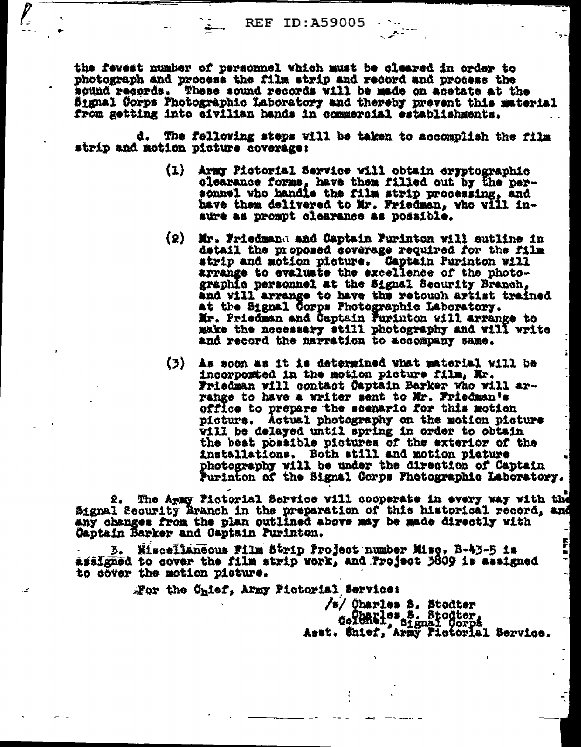the fewest number of personnel which must be cleared in order to photograph and process the film strip and record and process the sound records. These sound records will be made on acetate at the Signal Corps Photographic Laboratory and thereby prevent this material from getting into civilian hands in commercial establishments.

d. The following steps will be taken to accomplish the film strip and motion picture coverage:

(1) Army Pictorial Service will obtain cryptographic clearance forms, have them filled out by the personnel who handle the film strip processing, and have them delivered to Mr. Friedman, who will insure as prompt clearance as possible.

(2) Mr. Friedman and Captain Furinton will outline in detail the proposed coverage required for the film strip and motion picture. Captain Furinton will arrange to evaluate the excellence of the photographic personnel at the Signal Security Branch, and will arrange to have the retouch artist trained at the Signal Corps Photographic Laboratory. Mr. Friedman and Captain Furinton will arrange to make the necessary still photography and will write and record the narration to accompany same.

(3) As soon as it is determined what material will be incorporated in the motion picture film, Mr. Friedman will contact Captain Barker who will arrange to have a writer sent to Mr. Friedman's office to prepare the scenario for this motion picture. Actual photography on the motion picture will be delayed until spring in order to obtain the best possible pictures of the exterior of the installations. Both still and motion picture photography will be under the direction of Captain Furinton of the Signal Corps Photographic Laboratory.

2. The Army Pictorial Service will cooperate in every way with the Signal Security Branch in the preparation of this historical record, and any changes from the plan outlined above may be made directly with Captain Barker and Captain Furinton.

3. Miscellaneous Film Strip Project number Misc. B-43-5 is assigned to cover the film strip work, and Project 3809 is assigned to cover the motion picture.

For the Chief, Army Pictorial Service:

/s/ Charles S. Stodter
Charles S. Stodter,
Colonel, Signal Corps
Asst. Chief, Army Pictorial Service.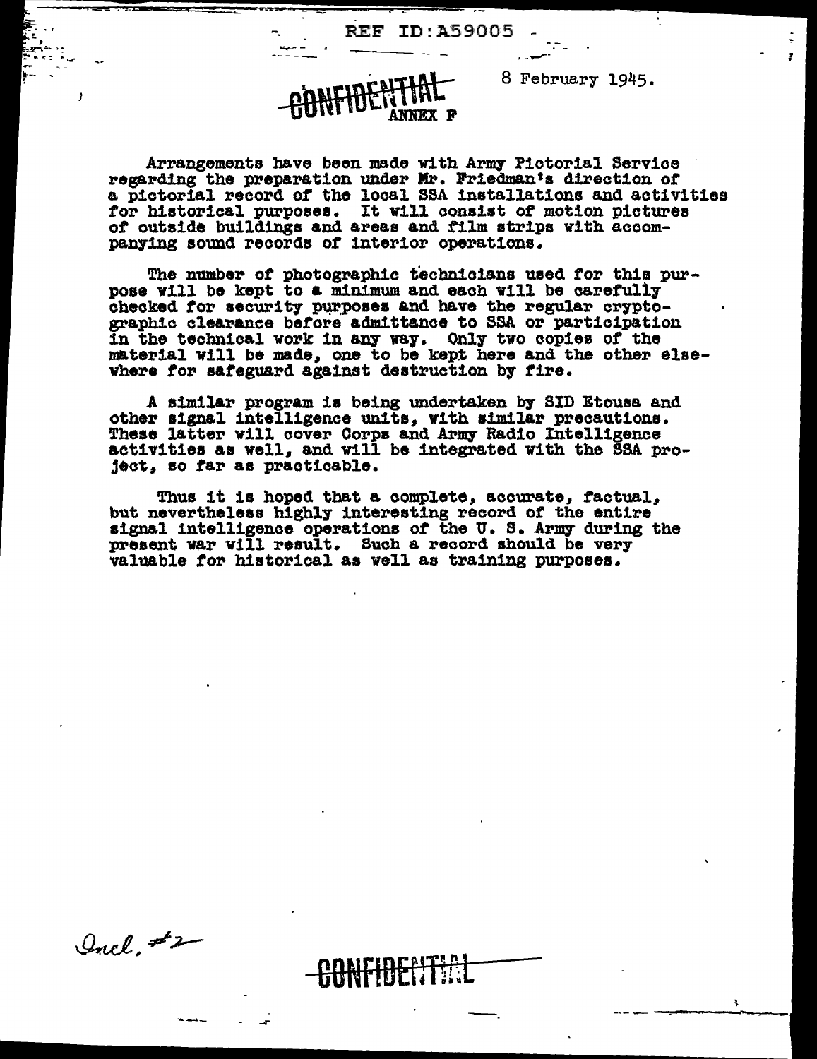CONFIDENTIAL

ANNEX F

8 February 1945.

Arrangements have been made with Army Pictorial Service regarding the preparation under Mr. Friedman's direction of a pictorial record of the local SSA installations and activities for historical purposes. It will consist of motion pictures of outside buildings and areas and film strips with accompanying sound records of interior operations.

The number of photographic technicians used for this purpose will be kept to a minimum and each will be carefully checked for security purposes and have the regular cryptographic clearance before admittance to SSA or participation in the technical work in any way. Only two copies of the material will be made, one to be kept here and the other elsewhere for safeguard against destruction by fire.

A similar program is being undertaken by SID Etousa and other signal intelligence units, with similar precautions. These latter will cover Corps and Army Radio Intelligence activities as well, and will be integrated with the SSA project, so far as practicable.

Thus it is hoped that a complete, accurate, factual, but nevertheless highly interesting record of the entire signal intelligence operations of the U. S. Army during the present war will result. Such a record should be very valuable for historical as well as training purposes.

Incl. #2

CONFIDENTIAL